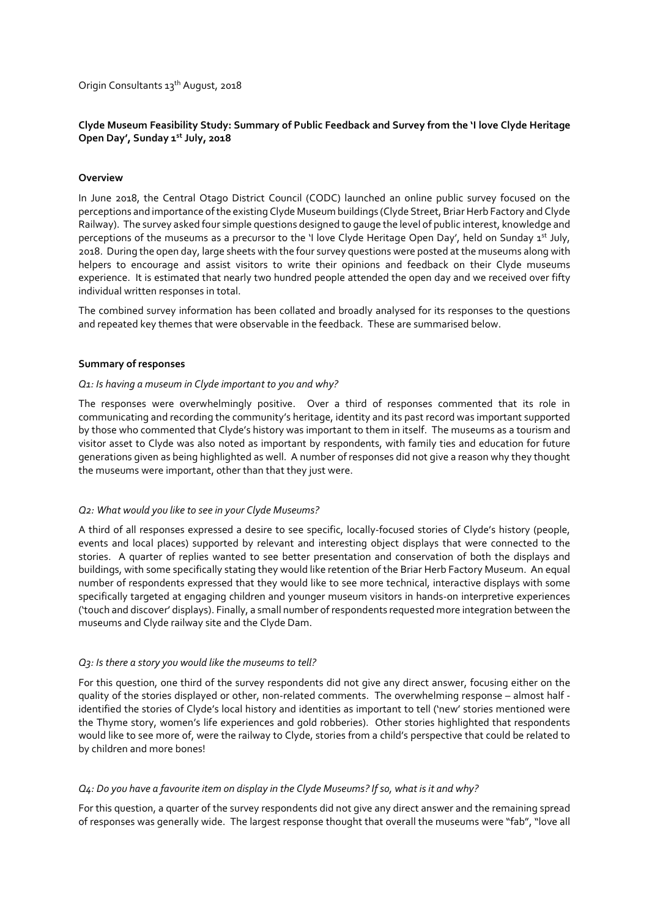Origin Consultants 13th August, 2018

**Clyde Museum Feasibility Study: Summary of Public Feedback and Survey from the 'I love Clyde Heritage Open Day', Sunday 1st July, 2018**

**Overview**

In June 2018, the Central Otago District Council (CODC) launched an online public survey focused on the perceptions and importance of the existing Clyde Museum buildings (Clyde Street, Briar Herb Factory and Clyde Railway). The survey asked four simple questions designed to gauge the level of public interest, knowledge and perceptions of the museums as a precursor to the 'I love Clyde Heritage Open Day', held on Sunday 1st July, 2018. During the open day, large sheets with the four survey questions were posted at the museums along with helpers to encourage and assist visitors to write their opinions and feedback on their Clyde museums experience. It is estimated that nearly two hundred people attended the open day and we received over fifty individual written responses in total.

The combined survey information has been collated and broadly analysed for its responses to the questions and repeated key themes that were observable in the feedback. These are summarised below.

**Summary of responses**

*Q1: Is having a museum in Clyde important to you and why?*

The responses were overwhelmingly positive. Over a third of responses commented that its role in communicating and recording the community's heritage, identity and its past record was important supported by those who commented that Clyde's history was important to them in itself. The museums as a tourism and visitor asset to Clyde was also noted as important by respondents, with family ties and education for future generations given as being highlighted as well. A number of responses did not give a reason why they thought the museums were important, other than that they just were.

*Q2: What would you like to see in your Clyde Museums?*

A third of all responses expressed a desire to see specific, locally-focused stories of Clyde's history (people, events and local places) supported by relevant and interesting object displays that were connected to the stories. A quarter of replies wanted to see better presentation and conservation of both the displays and buildings, with some specifically stating they would like retention of the Briar Herb Factory Museum. An equal number of respondents expressed that they would like to see more technical, interactive displays with some specifically targeted at engaging children and younger museum visitors in hands-on interpretive experiences ('touch and discover' displays). Finally, a small number of respondents requested more integration between the museums and Clyde railway site and the Clyde Dam.

*Q3: Is there a story you would like the museums to tell?*

For this question, one third of the survey respondents did not give any direct answer, focusing either on the quality of the stories displayed or other, non-related comments. The overwhelming response – almost half - identified the stories of Clyde's local history and identities as important to tell ('new' stories mentioned were the Thyme story, women's life experiences and gold robberies). Other stories highlighted that respondents would like to see more of, were the railway to Clyde, stories from a child's perspective that could be related to by children and more bones!

*Q4: Do you have a favourite item on display in the Clyde Museums? If so, what is it and why?*

For this question, a quarter of the survey respondents did not give any direct answer and the remaining spread of responses was generally wide. The largest response thought that overall the museums were "fab", "love all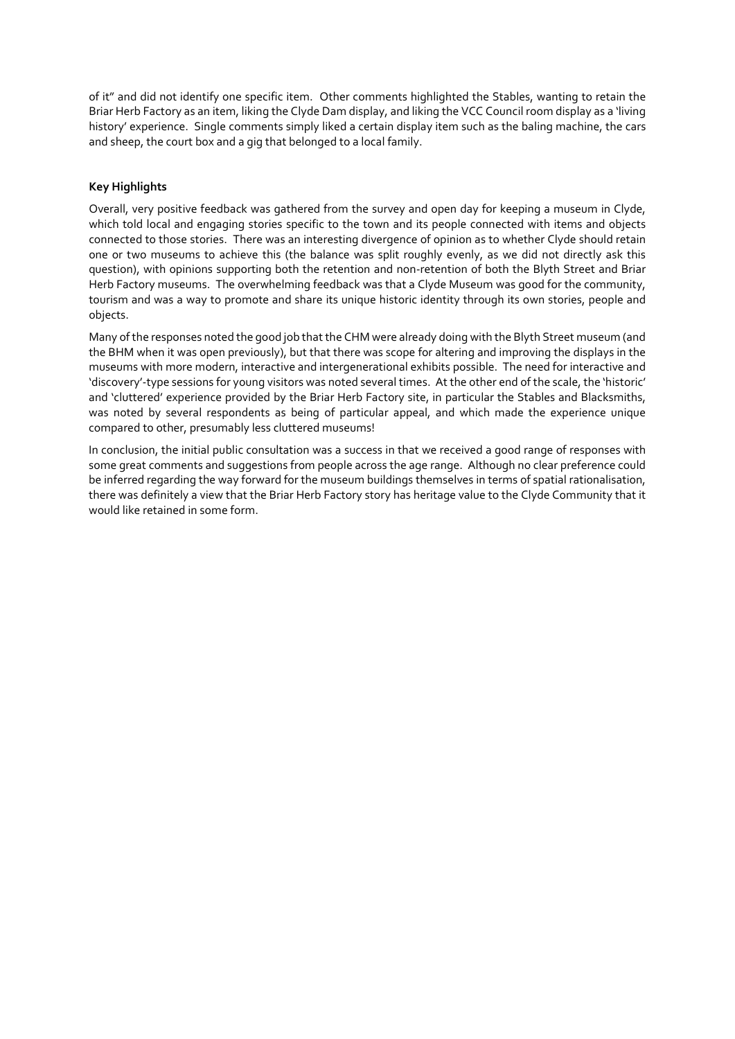of it" and did not identify one specific item. Other comments highlighted the Stables, wanting to retain the Briar Herb Factory as an item, liking the Clyde Dam display, and liking the VCC Council room display as a 'living history' experience. Single comments simply liked a certain display item such as the baling machine, the cars and sheep, the court box and a gig that belonged to a local family.

**Key Highlights**

Overall, very positive feedback was gathered from the survey and open day for keeping a museum in Clyde, which told local and engaging stories specific to the town and its people connected with items and objects connected to those stories. There was an interesting divergence of opinion as to whether Clyde should retain one or two museums to achieve this (the balance was split roughly evenly, as we did not directly ask this question), with opinions supporting both the retention and non-retention of both the Blyth Street and Briar Herb Factory museums. The overwhelming feedback was that a Clyde Museum was good for the community, tourism and was a way to promote and share its unique historic identity through its own stories, people and objects.

Many of the responses noted the good job that the CHM were already doing with the Blyth Street museum (and the BHM when it was open previously), but that there was scope for altering and improving the displays in the museums with more modern, interactive and intergenerational exhibits possible. The need for interactive and 'discovery'-type sessions for young visitors was noted several times. At the other end of the scale, the 'historic' and 'cluttered' experience provided by the Briar Herb Factory site, in particular the Stables and Blacksmiths, was noted by several respondents as being of particular appeal, and which made the experience unique compared to other, presumably less cluttered museums!

In conclusion, the initial public consultation was a success in that we received a good range of responses with some great comments and suggestions from people across the age range. Although no clear preference could be inferred regarding the way forward for the museum buildings themselves in terms of spatial rationalisation, there was definitely a view that the Briar Herb Factory story has heritage value to the Clyde Community that it would like retained in some form.